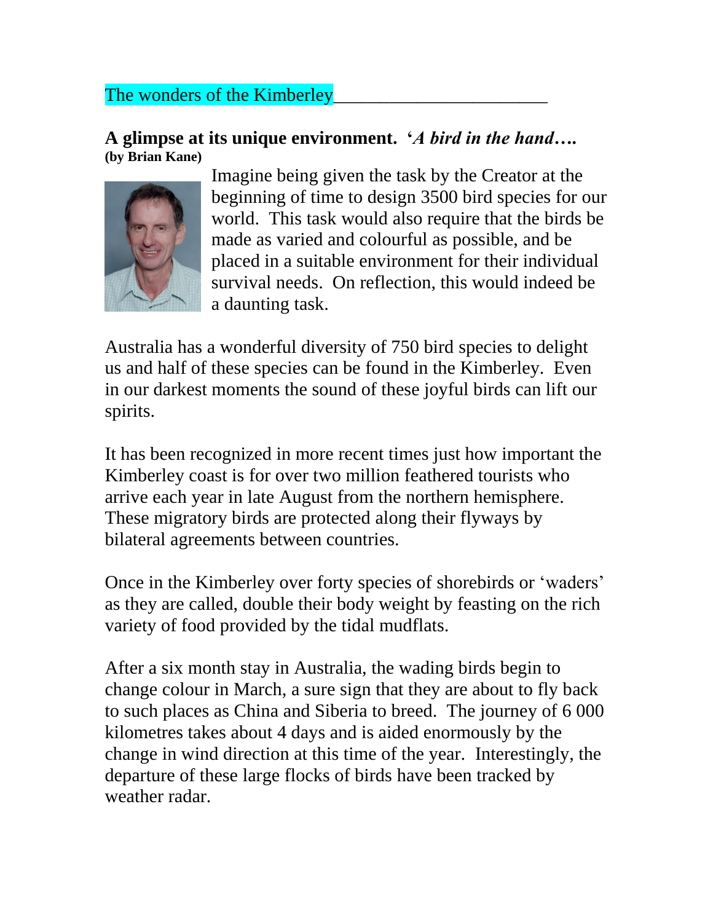# The wonders of the Kimberley

## A glimpse at its unique environment. '*A bird in the hand….*

**(by Brian Kane)**

Imagine being given the task by the Creator at the beginning of time to design 3500 bird species for our world. This task would also require that the birds be made as varied and colourful as possible, and be placed in a suitable environment for their individual survival needs. On reflection, this would indeed be a daunting task.

Australia has a wonderful diversity of 750 bird species to delight us and half of these species can be found in the Kimberley. Even in our darkest moments the sound of these joyful birds can lift our spirits.

It has been recognized in more recent times just how important the Kimberley coast is for over two million feathered tourists who arrive each year in late August from the northern hemisphere. These migratory birds are protected along their flyways by bilateral agreements between countries.

Once in the Kimberley over forty species of shorebirds or 'waders' as they are called, double their body weight by feasting on the rich variety of food provided by the tidal mudflats.

After a six month stay in Australia, the wading birds begin to change colour in March, a sure sign that they are about to fly back to such places as China and Siberia to breed. The journey of 6 000 kilometres takes about 4 days and is aided enormously by the change in wind direction at this time of the year. Interestingly, the departure of these large flocks of birds have been tracked by weather radar.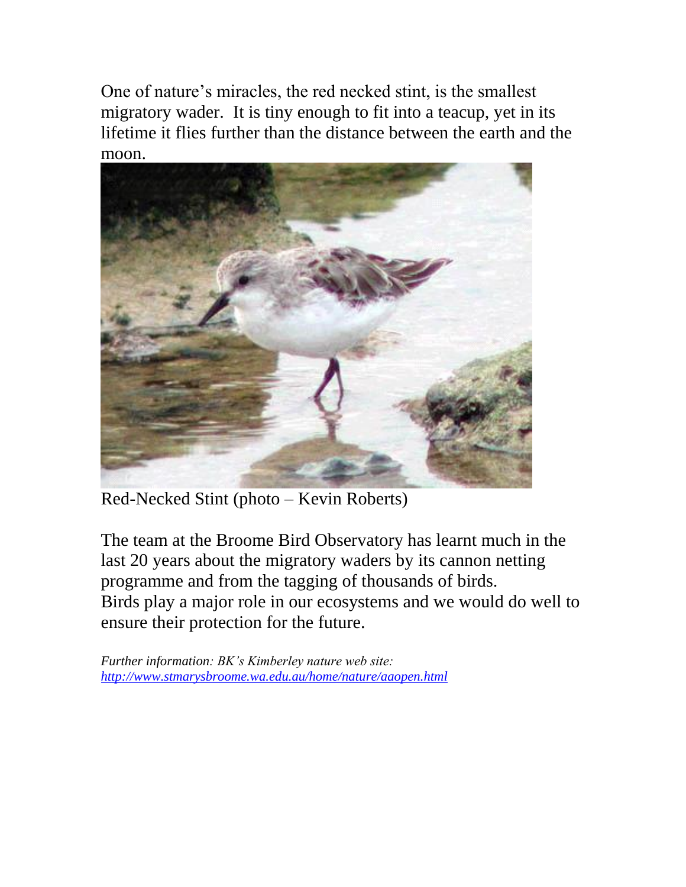One of nature's miracles, the red necked stint, is the smallest migratory wader. It is tiny enough to fit into a teacup, yet in its lifetime it flies further than the distance between the earth and the moon.

Red-Necked Stint (photo – Kevin Roberts)

The team at the Broome Bird Observatory has learnt much in the last 20 years about the migratory waders by its cannon netting programme and from the tagging of thousands of birds.
Birds play a major role in our ecosystems and we would do well to ensure their protection for the future.

*Further information: BK's Kimberley nature web site:*
*http://www.stmarysbroome.wa.edu.au/home/nature/aaopen.html*